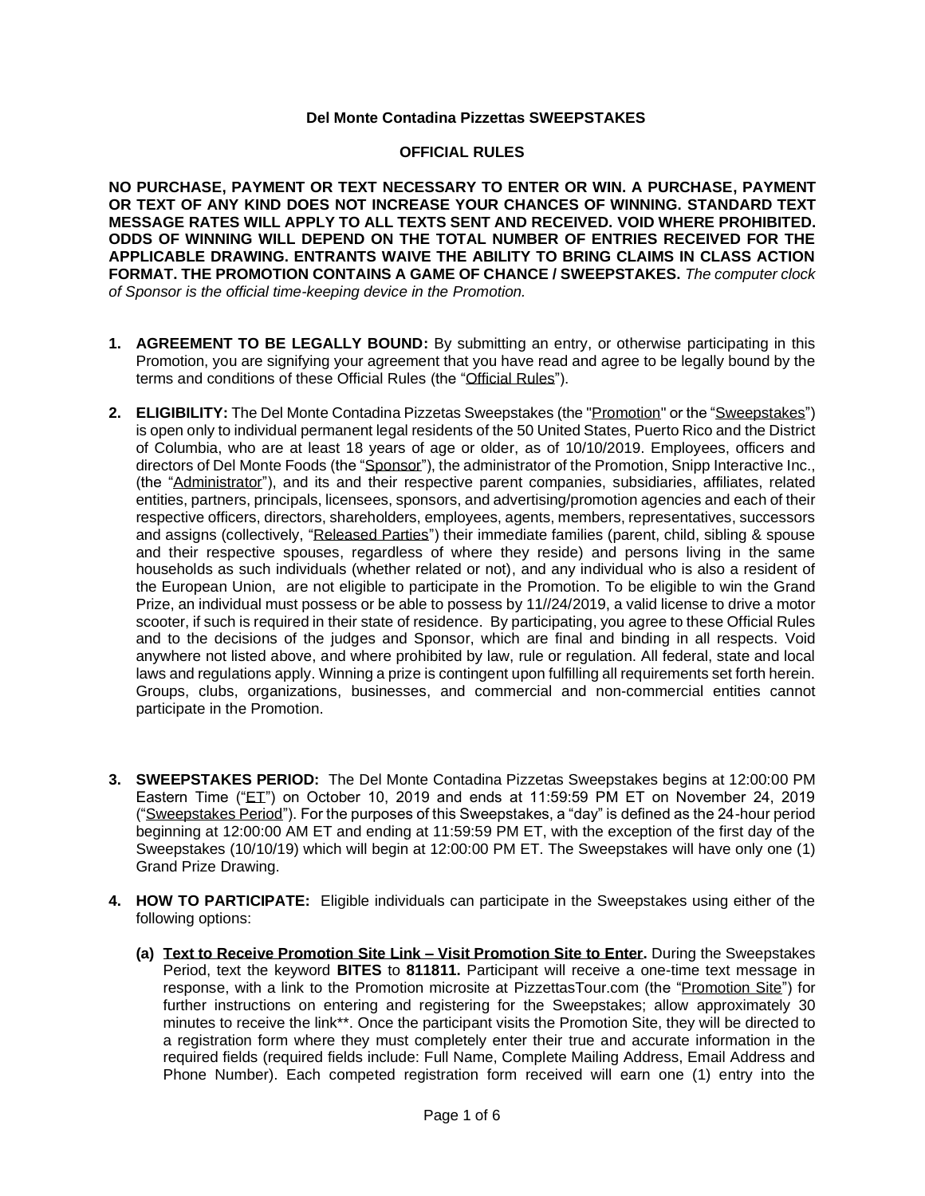**Del Monte Contadina Pizzettas SWEEPSTAKES**

**OFFICIAL RULES**

**NO PURCHASE, PAYMENT OR TEXT NECESSARY TO ENTER OR WIN. A PURCHASE, PAYMENT OR TEXT OF ANY KIND DOES NOT INCREASE YOUR CHANCES OF WINNING. STANDARD TEXT MESSAGE RATES WILL APPLY TO ALL TEXTS SENT AND RECEIVED. VOID WHERE PROHIBITED. ODDS OF WINNING WILL DEPEND ON THE TOTAL NUMBER OF ENTRIES RECEIVED FOR THE APPLICABLE DRAWING. ENTRANTS WAIVE THE ABILITY TO BRING CLAIMS IN CLASS ACTION FORMAT. THE PROMOTION CONTAINS A GAME OF CHANCE / SWEEPSTAKES.** *The computer clock of Sponsor is the official time-keeping device in the Promotion.*

1. **AGREEMENT TO BE LEGALLY BOUND:** By submitting an entry, or otherwise participating in this Promotion, you are signifying your agreement that you have read and agree to be legally bound by the terms and conditions of these Official Rules (the "Official Rules").

2. **ELIGIBILITY:** The Del Monte Contadina Pizzetas Sweepstakes (the "Promotion" or the "Sweepstakes") is open only to individual permanent legal residents of the 50 United States, Puerto Rico and the District of Columbia, who are at least 18 years of age or older, as of 10/10/2019. Employees, officers and directors of Del Monte Foods (the "Sponsor"), the administrator of the Promotion, Snipp Interactive Inc., (the "Administrator"), and its and their respective parent companies, subsidiaries, affiliates, related entities, partners, principals, licensees, sponsors, and advertising/promotion agencies and each of their respective officers, directors, shareholders, employees, agents, members, representatives, successors and assigns (collectively, "Released Parties") their immediate families (parent, child, sibling & spouse and their respective spouses, regardless of where they reside) and persons living in the same households as such individuals (whether related or not), and any individual who is also a resident of the European Union, are not eligible to participate in the Promotion. To be eligible to win the Grand Prize, an individual must possess or be able to possess by 11//24/2019, a valid license to drive a motor scooter, if such is required in their state of residence. By participating, you agree to these Official Rules and to the decisions of the judges and Sponsor, which are final and binding in all respects. Void anywhere not listed above, and where prohibited by law, rule or regulation. All federal, state and local laws and regulations apply. Winning a prize is contingent upon fulfilling all requirements set forth herein. Groups, clubs, organizations, businesses, and commercial and non-commercial entities cannot participate in the Promotion.

3. **SWEEPSTAKES PERIOD:** The Del Monte Contadina Pizzetas Sweepstakes begins at 12:00:00 PM Eastern Time ("ET") on October 10, 2019 and ends at 11:59:59 PM ET on November 24, 2019 ("Sweepstakes Period"). For the purposes of this Sweepstakes, a "day" is defined as the 24-hour period beginning at 12:00:00 AM ET and ending at 11:59:59 PM ET, with the exception of the first day of the Sweepstakes (10/10/19) which will begin at 12:00:00 PM ET. The Sweepstakes will have only one (1) Grand Prize Drawing.

4. **HOW TO PARTICIPATE:** Eligible individuals can participate in the Sweepstakes using either of the following options:

   (a) **Text to Receive Promotion Site Link – Visit Promotion Site to Enter.** During the Sweepstakes Period, text the keyword **BITES** to **811811.** Participant will receive a one-time text message in response, with a link to the Promotion microsite at PizzettasTour.com (the "Promotion Site") for further instructions on entering and registering for the Sweepstakes; allow approximately 30 minutes to receive the link**. Once the participant visits the Promotion Site, they will be directed to a registration form where they must completely enter their true and accurate information in the required fields (required fields include: Full Name, Complete Mailing Address, Email Address and Phone Number). Each competed registration form received will earn one (1) entry into the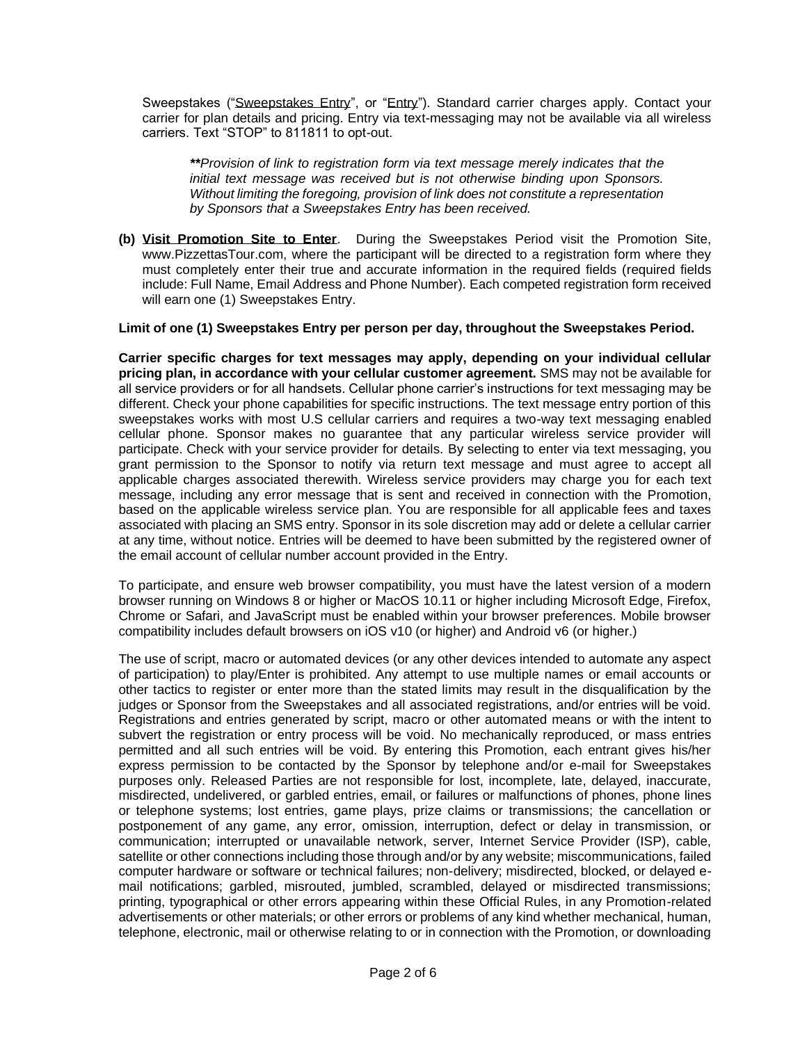Sweepstakes ("Sweepstakes Entry", or "Entry"). Standard carrier charges apply. Contact your carrier for plan details and pricing. Entry via text-messaging may not be available via all wireless carriers. Text "STOP" to 811811 to opt-out.

> ***\*\*Provision of link to registration form via text message merely indicates that the initial text message was received but is not otherwise binding upon Sponsors. Without limiting the foregoing, provision of link does not constitute a representation by Sponsors that a Sweepstakes Entry has been received.***

**(b) Visit Promotion Site to Enter**. During the Sweepstakes Period visit the Promotion Site, www.PizzettasTour.com, where the participant will be directed to a registration form where they must completely enter their true and accurate information in the required fields (required fields include: Full Name, Email Address and Phone Number). Each competed registration form received will earn one (1) Sweepstakes Entry.

**Limit of one (1) Sweepstakes Entry per person per day, throughout the Sweepstakes Period.**

**Carrier specific charges for text messages may apply, depending on your individual cellular pricing plan, in accordance with your cellular customer agreement.** SMS may not be available for all service providers or for all handsets. Cellular phone carrier's instructions for text messaging may be different. Check your phone capabilities for specific instructions. The text message entry portion of this sweepstakes works with most U.S cellular carriers and requires a two-way text messaging enabled cellular phone. Sponsor makes no guarantee that any particular wireless service provider will participate. Check with your service provider for details. By selecting to enter via text messaging, you grant permission to the Sponsor to notify via return text message and must agree to accept all applicable charges associated therewith. Wireless service providers may charge you for each text message, including any error message that is sent and received in connection with the Promotion, based on the applicable wireless service plan. You are responsible for all applicable fees and taxes associated with placing an SMS entry. Sponsor in its sole discretion may add or delete a cellular carrier at any time, without notice. Entries will be deemed to have been submitted by the registered owner of the email account of cellular number account provided in the Entry.

To participate, and ensure web browser compatibility, you must have the latest version of a modern browser running on Windows 8 or higher or MacOS 10.11 or higher including Microsoft Edge, Firefox, Chrome or Safari, and JavaScript must be enabled within your browser preferences. Mobile browser compatibility includes default browsers on iOS v10 (or higher) and Android v6 (or higher.)

The use of script, macro or automated devices (or any other devices intended to automate any aspect of participation) to play/Enter is prohibited. Any attempt to use multiple names or email accounts or other tactics to register or enter more than the stated limits may result in the disqualification by the judges or Sponsor from the Sweepstakes and all associated registrations, and/or entries will be void. Registrations and entries generated by script, macro or other automated means or with the intent to subvert the registration or entry process will be void. No mechanically reproduced, or mass entries permitted and all such entries will be void. By entering this Promotion, each entrant gives his/her express permission to be contacted by the Sponsor by telephone and/or e-mail for Sweepstakes purposes only. Released Parties are not responsible for lost, incomplete, late, delayed, inaccurate, misdirected, undelivered, or garbled entries, email, or failures or malfunctions of phones, phone lines or telephone systems; lost entries, game plays, prize claims or transmissions; the cancellation or postponement of any game, any error, omission, interruption, defect or delay in transmission, or communication; interrupted or unavailable network, server, Internet Service Provider (ISP), cable, satellite or other connections including those through and/or by any website; miscommunications, failed computer hardware or software or technical failures; non-delivery; misdirected, blocked, or delayed e-mail notifications; garbled, misrouted, jumbled, scrambled, delayed or misdirected transmissions; printing, typographical or other errors appearing within these Official Rules, in any Promotion-related advertisements or other materials; or other errors or problems of any kind whether mechanical, human, telephone, electronic, mail or otherwise relating to or in connection with the Promotion, or downloading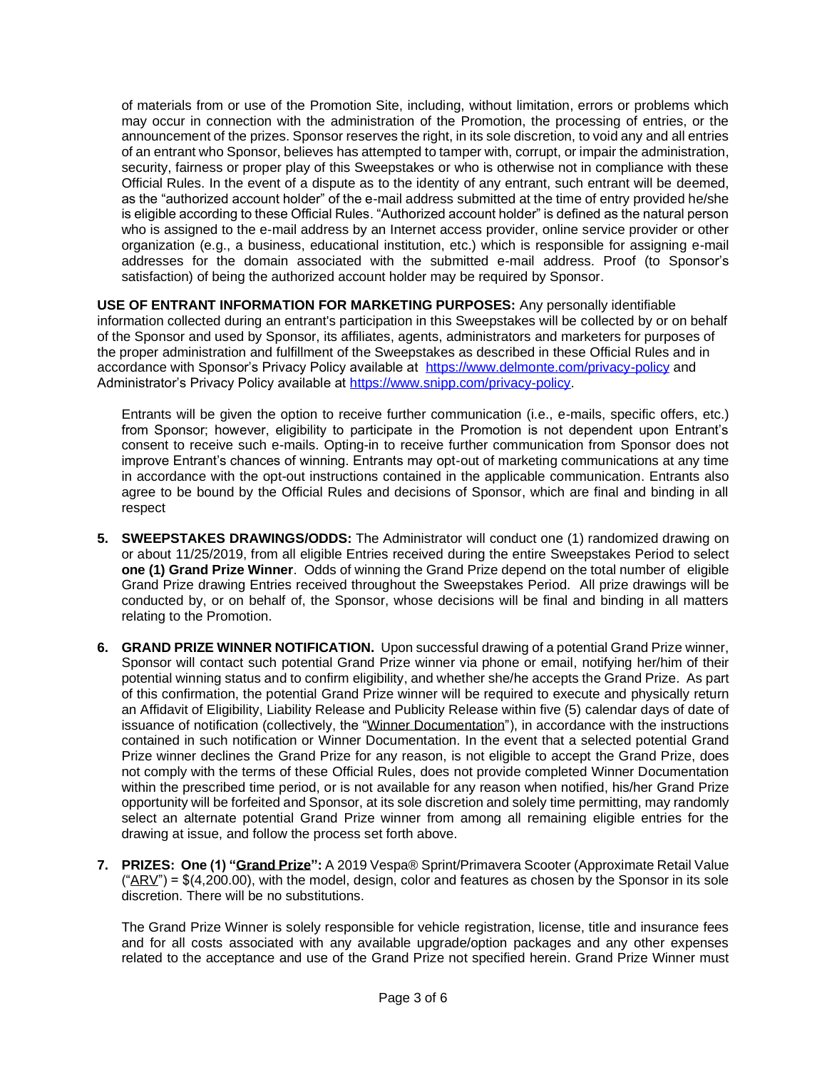of materials from or use of the Promotion Site, including, without limitation, errors or problems which may occur in connection with the administration of the Promotion, the processing of entries, or the announcement of the prizes. Sponsor reserves the right, in its sole discretion, to void any and all entries of an entrant who Sponsor, believes has attempted to tamper with, corrupt, or impair the administration, security, fairness or proper play of this Sweepstakes or who is otherwise not in compliance with these Official Rules. In the event of a dispute as to the identity of any entrant, such entrant will be deemed, as the "authorized account holder" of the e-mail address submitted at the time of entry provided he/she is eligible according to these Official Rules. "Authorized account holder" is defined as the natural person who is assigned to the e-mail address by an Internet access provider, online service provider or other organization (e.g., a business, educational institution, etc.) which is responsible for assigning e-mail addresses for the domain associated with the submitted e-mail address. Proof (to Sponsor's satisfaction) of being the authorized account holder may be required by Sponsor.

**USE OF ENTRANT INFORMATION FOR MARKETING PURPOSES:** Any personally identifiable information collected during an entrant's participation in this Sweepstakes will be collected by or on behalf of the Sponsor and used by Sponsor, its affiliates, agents, administrators and marketers for purposes of the proper administration and fulfillment of the Sweepstakes as described in these Official Rules and in accordance with Sponsor's Privacy Policy available at [https://www.delmonte.com/privacy-policy](https://www.delmonte.com/privacy-policy) and Administrator's Privacy Policy available at [https://www.snipp.com/privacy-policy](https://www.snipp.com/privacy-policy).

Entrants will be given the option to receive further communication (i.e., e-mails, specific offers, etc.) from Sponsor; however, eligibility to participate in the Promotion is not dependent upon Entrant's consent to receive such e-mails. Opting-in to receive further communication from Sponsor does not improve Entrant's chances of winning. Entrants may opt-out of marketing communications at any time in accordance with the opt-out instructions contained in the applicable communication. Entrants also agree to be bound by the Official Rules and decisions of Sponsor, which are final and binding in all respect

5. **SWEEPSTAKES DRAWINGS/ODDS:** The Administrator will conduct one (1) randomized drawing on or about 11/25/2019, from all eligible Entries received during the entire Sweepstakes Period to select **one (1) Grand Prize Winner**. Odds of winning the Grand Prize depend on the total number of eligible Grand Prize drawing Entries received throughout the Sweepstakes Period. All prize drawings will be conducted by, or on behalf of, the Sponsor, whose decisions will be final and binding in all matters relating to the Promotion.

6. **GRAND PRIZE WINNER NOTIFICATION.** Upon successful drawing of a potential Grand Prize winner, Sponsor will contact such potential Grand Prize winner via phone or email, notifying her/him of their potential winning status and to confirm eligibility, and whether she/he accepts the Grand Prize. As part of this confirmation, the potential Grand Prize winner will be required to execute and physically return an Affidavit of Eligibility, Liability Release and Publicity Release within five (5) calendar days of date of issuance of notification (collectively, the "Winner Documentation"), in accordance with the instructions contained in such notification or Winner Documentation. In the event that a selected potential Grand Prize winner declines the Grand Prize for any reason, is not eligible to accept the Grand Prize, does not comply with the terms of these Official Rules, does not provide completed Winner Documentation within the prescribed time period, or is not available for any reason when notified, his/her Grand Prize opportunity will be forfeited and Sponsor, at its sole discretion and solely time permitting, may randomly select an alternate potential Grand Prize winner from among all remaining eligible entries for the drawing at issue, and follow the process set forth above.

7. **PRIZES: One (1) "Grand Prize":** A 2019 Vespa® Sprint/Primavera Scooter (Approximate Retail Value ("ARV") = $(4,200.00), with the model, design, color and features as chosen by the Sponsor in its sole discretion. There will be no substitutions.

   The Grand Prize Winner is solely responsible for vehicle registration, license, title and insurance fees and for all costs associated with any available upgrade/option packages and any other expenses related to the acceptance and use of the Grand Prize not specified herein. Grand Prize Winner must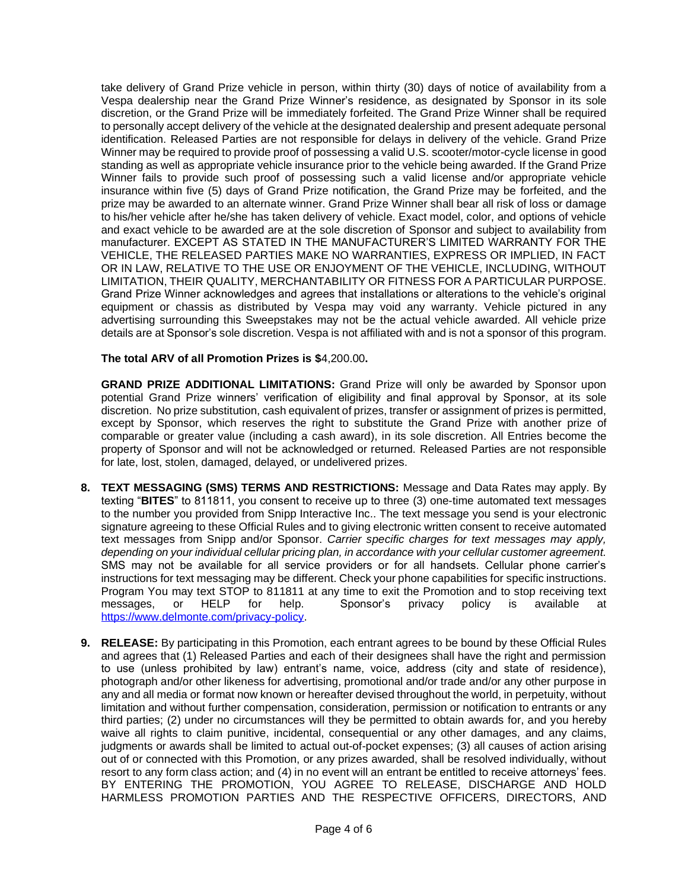take delivery of Grand Prize vehicle in person, within thirty (30) days of notice of availability from a Vespa dealership near the Grand Prize Winner's residence, as designated by Sponsor in its sole discretion, or the Grand Prize will be immediately forfeited. The Grand Prize Winner shall be required to personally accept delivery of the vehicle at the designated dealership and present adequate personal identification. Released Parties are not responsible for delays in delivery of the vehicle. Grand Prize Winner may be required to provide proof of possessing a valid U.S. scooter/motor-cycle license in good standing as well as appropriate vehicle insurance prior to the vehicle being awarded. If the Grand Prize Winner fails to provide such proof of possessing such a valid license and/or appropriate vehicle insurance within five (5) days of Grand Prize notification, the Grand Prize may be forfeited, and the prize may be awarded to an alternate winner. Grand Prize Winner shall bear all risk of loss or damage to his/her vehicle after he/she has taken delivery of vehicle. Exact model, color, and options of vehicle and exact vehicle to be awarded are at the sole discretion of Sponsor and subject to availability from manufacturer. EXCEPT AS STATED IN THE MANUFACTURER'S LIMITED WARRANTY FOR THE VEHICLE, THE RELEASED PARTIES MAKE NO WARRANTIES, EXPRESS OR IMPLIED, IN FACT OR IN LAW, RELATIVE TO THE USE OR ENJOYMENT OF THE VEHICLE, INCLUDING, WITHOUT LIMITATION, THEIR QUALITY, MERCHANTABILITY OR FITNESS FOR A PARTICULAR PURPOSE. Grand Prize Winner acknowledges and agrees that installations or alterations to the vehicle's original equipment or chassis as distributed by Vespa may void any warranty. Vehicle pictured in any advertising surrounding this Sweepstakes may not be the actual vehicle awarded. All vehicle prize details are at Sponsor's sole discretion. Vespa is not affiliated with and is not a sponsor of this program.

**The total ARV of all Promotion Prizes is $**4,200.00**.**

**GRAND PRIZE ADDITIONAL LIMITATIONS:** Grand Prize will only be awarded by Sponsor upon potential Grand Prize winners' verification of eligibility and final approval by Sponsor, at its sole discretion. No prize substitution, cash equivalent of prizes, transfer or assignment of prizes is permitted, except by Sponsor, which reserves the right to substitute the Grand Prize with another prize of comparable or greater value (including a cash award), in its sole discretion. All Entries become the property of Sponsor and will not be acknowledged or returned. Released Parties are not responsible for late, lost, stolen, damaged, delayed, or undelivered prizes.

8. **TEXT MESSAGING (SMS) TERMS AND RESTRICTIONS:** Message and Data Rates may apply. By texting "**BITES**" to 811811, you consent to receive up to three (3) one-time automated text messages to the number you provided from Snipp Interactive Inc.. The text message you send is your electronic signature agreeing to these Official Rules and to giving electronic written consent to receive automated text messages from Snipp and/or Sponsor. *Carrier specific charges for text messages may apply, depending on your individual cellular pricing plan, in accordance with your cellular customer agreement.* SMS may not be available for all service providers or for all handsets. Cellular phone carrier's instructions for text messaging may be different. Check your phone capabilities for specific instructions. Program You may text STOP to 811811 at any time to exit the Promotion and to stop receiving text messages, or HELP for help. Sponsor's privacy policy is available at https://www.delmonte.com/privacy-policy.

9. **RELEASE:** By participating in this Promotion, each entrant agrees to be bound by these Official Rules and agrees that (1) Released Parties and each of their designees shall have the right and permission to use (unless prohibited by law) entrant's name, voice, address (city and state of residence), photograph and/or other likeness for advertising, promotional and/or trade and/or any other purpose in any and all media or format now known or hereafter devised throughout the world, in perpetuity, without limitation and without further compensation, consideration, permission or notification to entrants or any third parties; (2) under no circumstances will they be permitted to obtain awards for, and you hereby waive all rights to claim punitive, incidental, consequential or any other damages, and any claims, judgments or awards shall be limited to actual out-of-pocket expenses; (3) all causes of action arising out of or connected with this Promotion, or any prizes awarded, shall be resolved individually, without resort to any form class action; and (4) in no event will an entrant be entitled to receive attorneys' fees. BY ENTERING THE PROMOTION, YOU AGREE TO RELEASE, DISCHARGE AND HOLD HARMLESS PROMOTION PARTIES AND THE RESPECTIVE OFFICERS, DIRECTORS, AND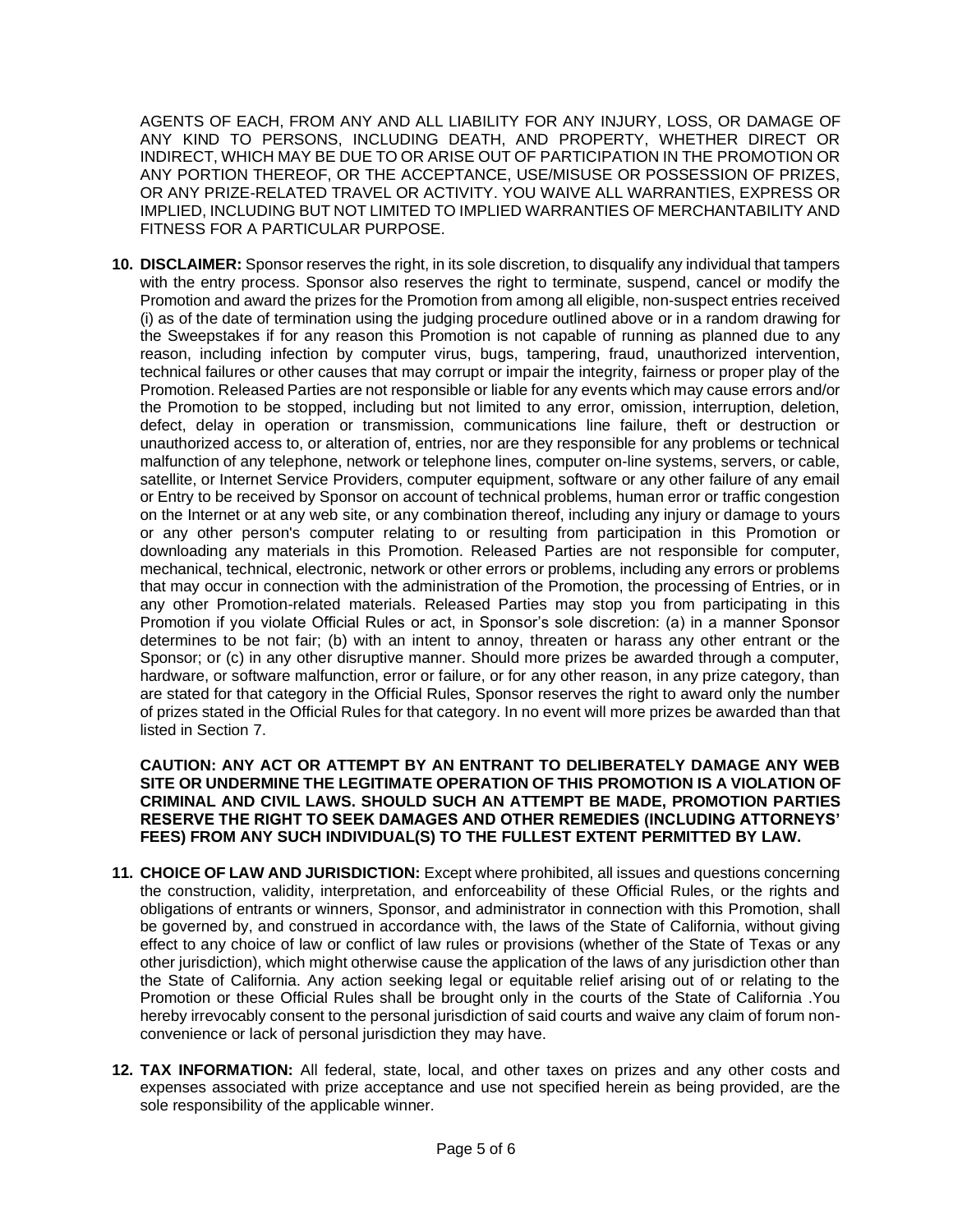AGENTS OF EACH, FROM ANY AND ALL LIABILITY FOR ANY INJURY, LOSS, OR DAMAGE OF ANY KIND TO PERSONS, INCLUDING DEATH, AND PROPERTY, WHETHER DIRECT OR INDIRECT, WHICH MAY BE DUE TO OR ARISE OUT OF PARTICIPATION IN THE PROMOTION OR ANY PORTION THEREOF, OR THE ACCEPTANCE, USE/MISUSE OR POSSESSION OF PRIZES, OR ANY PRIZE-RELATED TRAVEL OR ACTIVITY. YOU WAIVE ALL WARRANTIES, EXPRESS OR IMPLIED, INCLUDING BUT NOT LIMITED TO IMPLIED WARRANTIES OF MERCHANTABILITY AND FITNESS FOR A PARTICULAR PURPOSE.

10. **DISCLAIMER:** Sponsor reserves the right, in its sole discretion, to disqualify any individual that tampers with the entry process. Sponsor also reserves the right to terminate, suspend, cancel or modify the Promotion and award the prizes for the Promotion from among all eligible, non-suspect entries received (i) as of the date of termination using the judging procedure outlined above or in a random drawing for the Sweepstakes if for any reason this Promotion is not capable of running as planned due to any reason, including infection by computer virus, bugs, tampering, fraud, unauthorized intervention, technical failures or other causes that may corrupt or impair the integrity, fairness or proper play of the Promotion. Released Parties are not responsible or liable for any events which may cause errors and/or the Promotion to be stopped, including but not limited to any error, omission, interruption, deletion, defect, delay in operation or transmission, communications line failure, theft or destruction or unauthorized access to, or alteration of, entries, nor are they responsible for any problems or technical malfunction of any telephone, network or telephone lines, computer on-line systems, servers, or cable, satellite, or Internet Service Providers, computer equipment, software or any other failure of any email or Entry to be received by Sponsor on account of technical problems, human error or traffic congestion on the Internet or at any web site, or any combination thereof, including any injury or damage to yours or any other person's computer relating to or resulting from participation in this Promotion or downloading any materials in this Promotion. Released Parties are not responsible for computer, mechanical, technical, electronic, network or other errors or problems, including any errors or problems that may occur in connection with the administration of the Promotion, the processing of Entries, or in any other Promotion-related materials. Released Parties may stop you from participating in this Promotion if you violate Official Rules or act, in Sponsor's sole discretion: (a) in a manner Sponsor determines to be not fair; (b) with an intent to annoy, threaten or harass any other entrant or the Sponsor; or (c) in any other disruptive manner. Should more prizes be awarded through a computer, hardware, or software malfunction, error or failure, or for any other reason, in any prize category, than are stated for that category in the Official Rules, Sponsor reserves the right to award only the number of prizes stated in the Official Rules for that category. In no event will more prizes be awarded than that listed in Section 7.

    **CAUTION: ANY ACT OR ATTEMPT BY AN ENTRANT TO DELIBERATELY DAMAGE ANY WEB SITE OR UNDERMINE THE LEGITIMATE OPERATION OF THIS PROMOTION IS A VIOLATION OF CRIMINAL AND CIVIL LAWS. SHOULD SUCH AN ATTEMPT BE MADE, PROMOTION PARTIES RESERVE THE RIGHT TO SEEK DAMAGES AND OTHER REMEDIES (INCLUDING ATTORNEYS' FEES) FROM ANY SUCH INDIVIDUAL(S) TO THE FULLEST EXTENT PERMITTED BY LAW.**

11. **CHOICE OF LAW AND JURISDICTION:** Except where prohibited, all issues and questions concerning the construction, validity, interpretation, and enforceability of these Official Rules, or the rights and obligations of entrants or winners, Sponsor, and administrator in connection with this Promotion, shall be governed by, and construed in accordance with, the laws of the State of California, without giving effect to any choice of law or conflict of law rules or provisions (whether of the State of Texas or any other jurisdiction), which might otherwise cause the application of the laws of any jurisdiction other than the State of California. Any action seeking legal or equitable relief arising out of or relating to the Promotion or these Official Rules shall be brought only in the courts of the State of California .You hereby irrevocably consent to the personal jurisdiction of said courts and waive any claim of forum non-convenience or lack of personal jurisdiction they may have.

12. **TAX INFORMATION:** All federal, state, local, and other taxes on prizes and any other costs and expenses associated with prize acceptance and use not specified herein as being provided, are the sole responsibility of the applicable winner.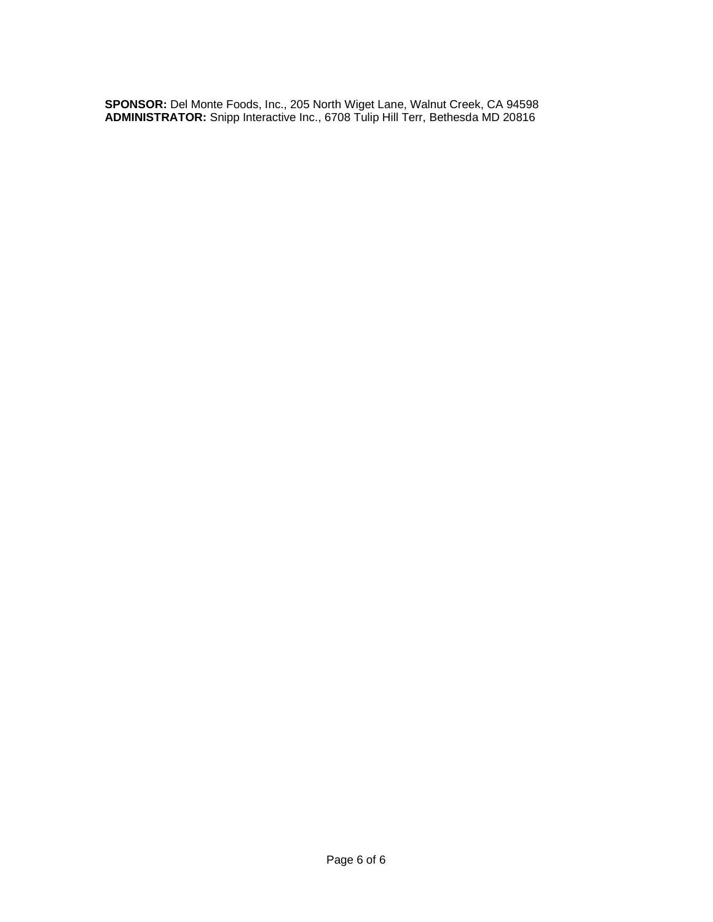**SPONSOR:** Del Monte Foods, Inc., 205 North Wiget Lane, Walnut Creek, CA 94598
**ADMINISTRATOR:** Snipp Interactive Inc., 6708 Tulip Hill Terr, Bethesda MD 20816